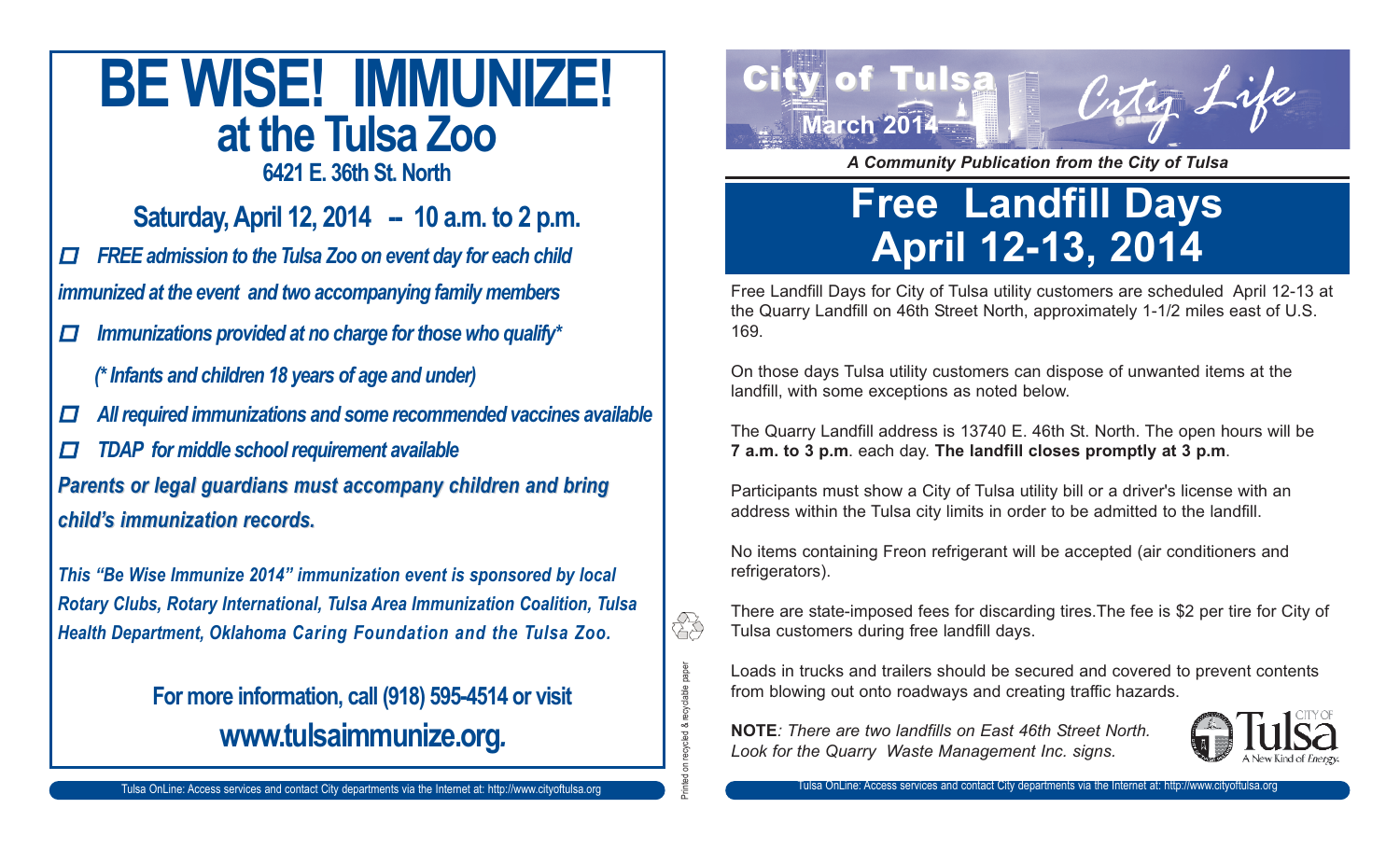# BE WISE! IMMUNIZE!
## at the Tulsa Zoo
### 6421 E. 36th St. North

## Saturday, April 12, 2014 -- 10 a.m. to 2 p.m.

- ***FREE admission to the Tulsa Zoo on event day for each child immunized at the event and two accompanying family members***
- ***Immunizations provided at no charge for those who qualify****

  ***(* Infants and children 18 years of age and under)***
- ***All required immunizations and some recommended vaccines available***
- ***TDAP for middle school requirement available***

***Parents or legal guardians must accompany children and bring child's immunization records.***

***This "Be Wise Immunize 2014" immunization event is sponsored by local Rotary Clubs, Rotary International, Tulsa Area Immunization Coalition, Tulsa Health Department, Oklahoma Caring Foundation and the Tulsa Zoo.***

**For more information, call (918) 595-4514 or visit www.tulsaimmunize.org.**

Printed on recycled & recyclable paper

City of Tulsa — City Life — March 2014

*A Community Publication from the City of Tulsa*

# Free Landfill Days April 12-13, 2014

Free Landfill Days for City of Tulsa utility customers are scheduled April 12-13 at the Quarry Landfill on 46th Street North, approximately 1-1/2 miles east of U.S. 169.

On those days Tulsa utility customers can dispose of unwanted items at the landfill, with some exceptions as noted below.

The Quarry Landfill address is 13740 E. 46th St. North. The open hours will be **7 a.m. to 3 p.m**. each day. **The landfill closes promptly at 3 p.m**.

Participants must show a City of Tulsa utility bill or a driver's license with an address within the Tulsa city limits in order to be admitted to the landfill.

No items containing Freon refrigerant will be accepted (air conditioners and refrigerators).

There are state-imposed fees for discarding tires.The fee is $2 per tire for City of Tulsa customers during free landfill days.

Loads in trucks and trailers should be secured and covered to prevent contents from blowing out onto roadways and creating traffic hazards.

**NOTE**: *There are two landfills on East 46th Street North. Look for the Quarry Waste Management Inc. signs.*

City of Tulsa — A New Kind of Energy.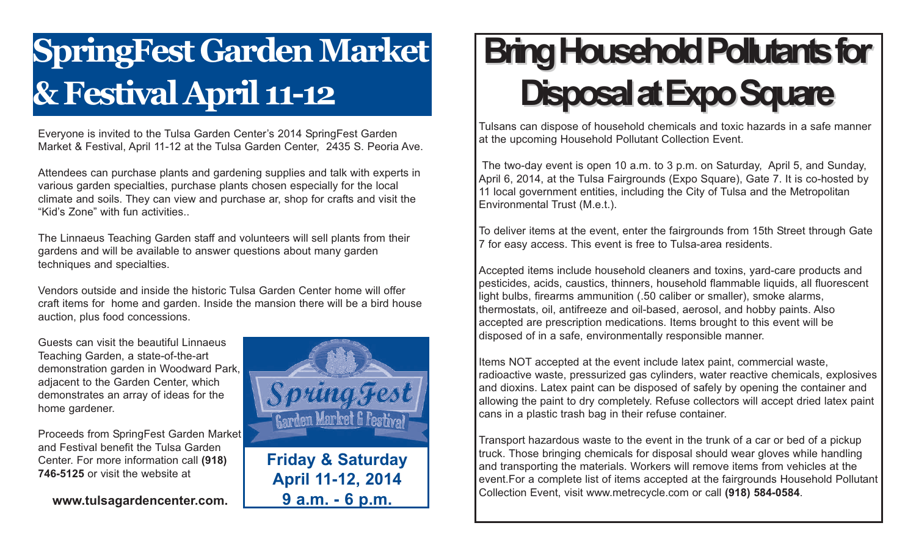# SpringFest Garden Market & Festival April 11-12

Everyone is invited to the Tulsa Garden Center's 2014 SpringFest Garden Market & Festival, April 11-12 at the Tulsa Garden Center, 2435 S. Peoria Ave.

Attendees can purchase plants and gardening supplies and talk with experts in various garden specialties, purchase plants chosen especially for the local climate and soils. They can view and purchase ar, shop for crafts and visit the "Kid's Zone" with fun activities..

The Linnaeus Teaching Garden staff and volunteers will sell plants from their gardens and will be available to answer questions about many garden techniques and specialties.

Vendors outside and inside the historic Tulsa Garden Center home will offer craft items for home and garden. Inside the mansion there will be a bird house auction, plus food concessions.

Guests can visit the beautiful Linnaeus Teaching Garden, a state-of-the-art demonstration garden in Woodward Park, adjacent to the Garden Center, which demonstrates an array of ideas for the home gardener.

Proceeds from SpringFest Garden Market and Festival benefit the Tulsa Garden Center. For more information call **(918) 746-5125** or visit the website at

**www.tulsagardencenter.com.**

SpringFest
Garden Market & Festival

**Friday & Saturday**
**April 11-12, 2014**
**9 a.m. - 6 p.m.**

# Bring Household Pollutants for Disposal at Expo Square

Tulsans can dispose of household chemicals and toxic hazards in a safe manner at the upcoming Household Pollutant Collection Event.

The two-day event is open 10 a.m. to 3 p.m. on Saturday, April 5, and Sunday, April 6, 2014, at the Tulsa Fairgrounds (Expo Square), Gate 7. It is co-hosted by 11 local government entities, including the City of Tulsa and the Metropolitan Environmental Trust (M.e.t.).

To deliver items at the event, enter the fairgrounds from 15th Street through Gate 7 for easy access. This event is free to Tulsa-area residents.

Accepted items include household cleaners and toxins, yard-care products and pesticides, acids, caustics, thinners, household flammable liquids, all fluorescent light bulbs, firearms ammunition (.50 caliber or smaller), smoke alarms, thermostats, oil, antifreeze and oil-based, aerosol, and hobby paints. Also accepted are prescription medications. Items brought to this event will be disposed of in a safe, environmentally responsible manner.

Items NOT accepted at the event include latex paint, commercial waste, radioactive waste, pressurized gas cylinders, water reactive chemicals, explosives and dioxins. Latex paint can be disposed of safely by opening the container and allowing the paint to dry completely. Refuse collectors will accept dried latex paint cans in a plastic trash bag in their refuse container.

Transport hazardous waste to the event in the trunk of a car or bed of a pickup truck. Those bringing chemicals for disposal should wear gloves while handling and transporting the materials. Workers will remove items from vehicles at the event.For a complete list of items accepted at the fairgrounds Household Pollutant Collection Event, visit www.metrecycle.com or call **(918) 584-0584**.